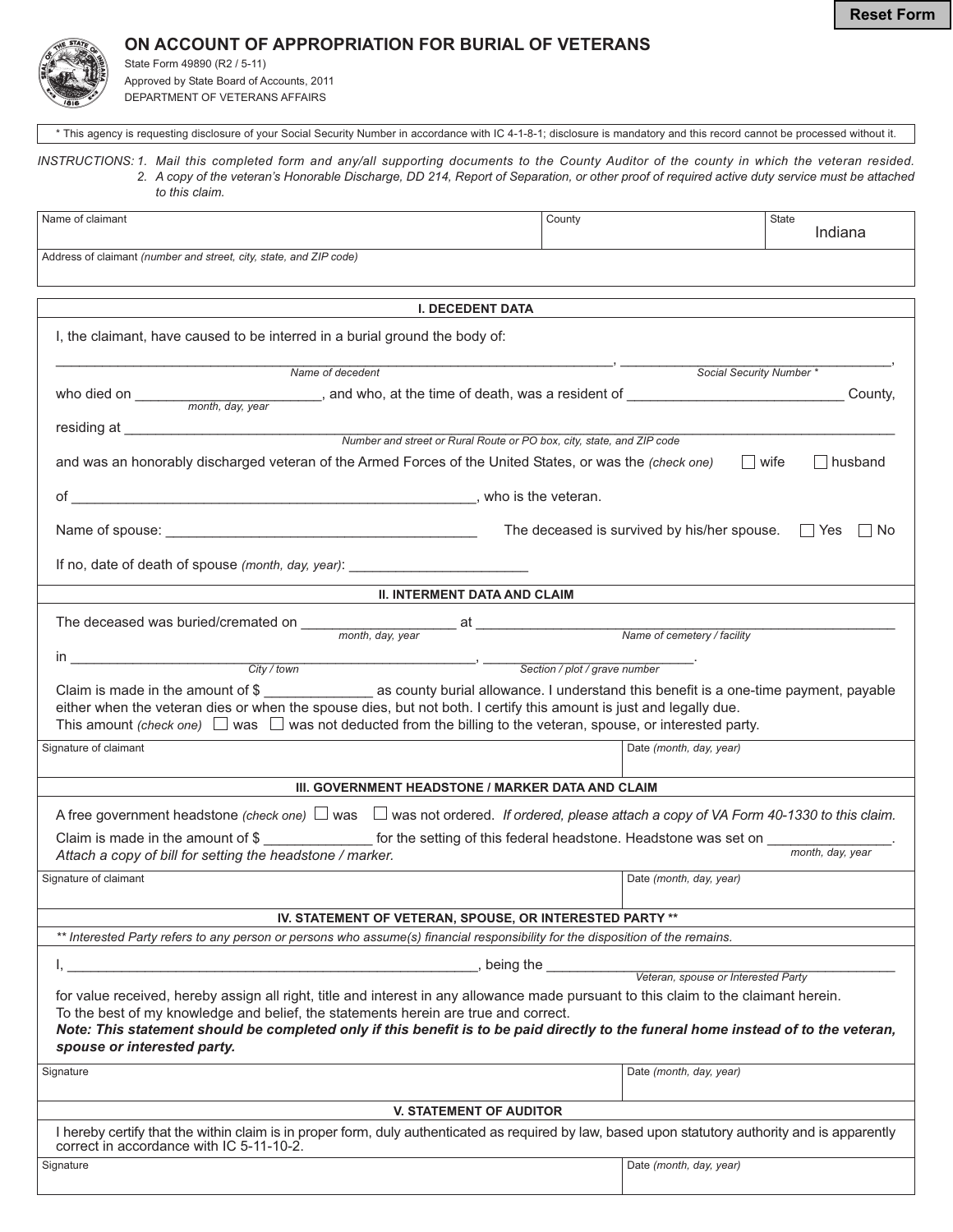Reset Form

# ON ACCOUNT OF APPROPRIATION FOR BURIAL OF VETERANS

State Form 49890 (R2 / 5-11)
Approved by State Board of Accounts, 2011
DEPARTMENT OF VETERANS AFFAIRS

* This agency is requesting disclosure of your Social Security Number in accordance with IC 4-1-8-1; disclosure is mandatory and this record cannot be processed without it.

*INSTRUCTIONS:* *1. Mail this completed form and any/all supporting documents to the County Auditor of the county in which the veteran resided.*
*2. A copy of the veteran's Honorable Discharge, DD 214, Report of Separation, or other proof of required active duty service must be attached to this claim.*

| Name of claimant | County | State Indiana |
|---|---|---|
| Address of claimant *(number and street, city, state, and ZIP code)* | | |

## I. DECEDENT DATA

I, the claimant, have caused to be interred in a burial ground the body of:

______________________________ (Name of decedent), ______________________ (Social Security Number *),

who died on ______________ (month, day, year), and who, at the time of death, was a resident of ______________ County,

residing at ______________________________ (Number and street or Rural Route or PO box, city, state, and ZIP code)

and was an honorably discharged veteran of the Armed Forces of the United States, or was the *(check one)* ☐ wife ☐ husband

of ______________________________, who is the veteran.

Name of spouse: ______________________ The deceased is survived by his/her spouse. ☐ Yes ☐ No

If no, date of death of spouse *(month, day, year)*: ______________

## II. INTERMENT DATA AND CLAIM

The deceased was buried/cremated on ______________ (month, day, year) at ______________________ (Name of cemetery / facility)

in ______________________ (City / town), ______________ (Section / plot / grave number).

Claim is made in the amount of $ __________ as county burial allowance. I understand this benefit is a one-time payment, payable either when the veteran dies or when the spouse dies, but not both. I certify this amount is just and legally due.
This amount *(check one)* ☐ was ☐ was not deducted from the billing to the veteran, spouse, or interested party.

| Signature of claimant | Date *(month, day, year)* |
|---|---|

## III. GOVERNMENT HEADSTONE / MARKER DATA AND CLAIM

A free government headstone *(check one)* ☐ was ☐ was not ordered. *If ordered, please attach a copy of VA Form 40-1330 to this claim.*

Claim is made in the amount of $ __________ for the setting of this federal headstone. Headstone was set on ______________ (month, day, year).
*Attach a copy of bill for setting the headstone / marker.*

| Signature of claimant | Date *(month, day, year)* |
|---|---|

## IV. STATEMENT OF VETERAN, SPOUSE, OR INTERESTED PARTY **

*** Interested Party refers to any person or persons who assume(s) financial responsibility for the disposition of the remains.*

I, ______________________________, being the ______________________ (Veteran, spouse or Interested Party)

for value received, hereby assign all right, title and interest in any allowance made pursuant to this claim to the claimant herein.
To the best of my knowledge and belief, the statements herein are true and correct.
***Note: This statement should be completed only if this benefit is to be paid directly to the funeral home instead of to the veteran, spouse or interested party.***

| Signature | Date *(month, day, year)* |
|---|---|

## V. STATEMENT OF AUDITOR

I hereby certify that the within claim is in proper form, duly authenticated as required by law, based upon statutory authority and is apparently correct in accordance with IC 5-11-10-2.

| Signature | Date *(month, day, year)* |
|---|---|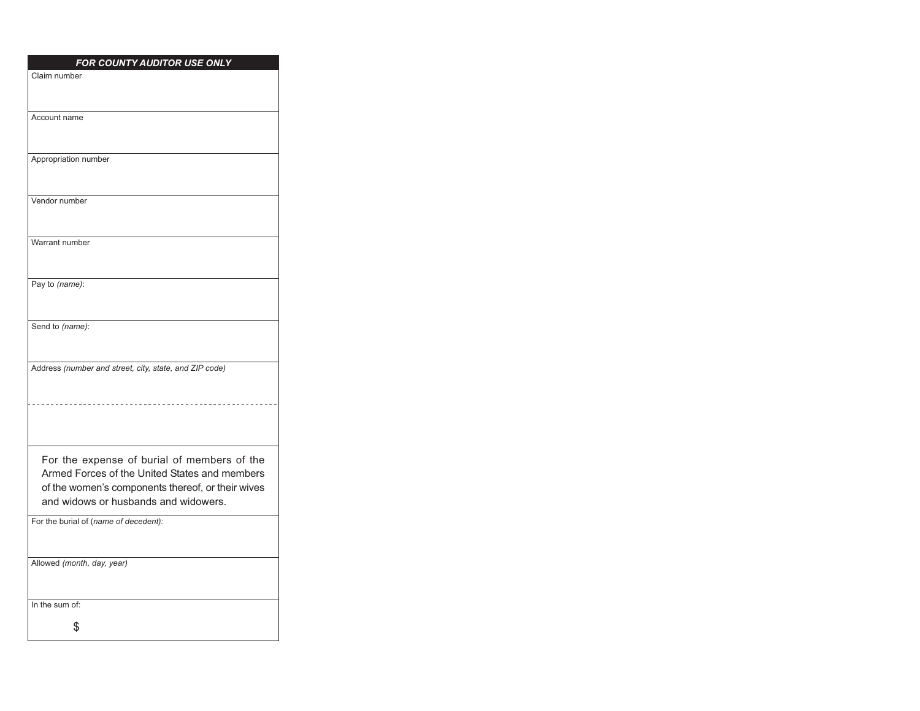**_FOR COUNTY AUDITOR USE ONLY_**

Claim number

Account name

Appropriation number

Vendor number

Warrant number

Pay to *(name)*:

Send to *(name)*:

Address *(number and street, city, state, and ZIP code)*

For the expense of burial of members of the Armed Forces of the United States and members of the women's components thereof, or their wives and widows or husbands and widowers.

For the burial of (*name of decedent):*

Allowed *(month, day, year)*

In the sum of:

$